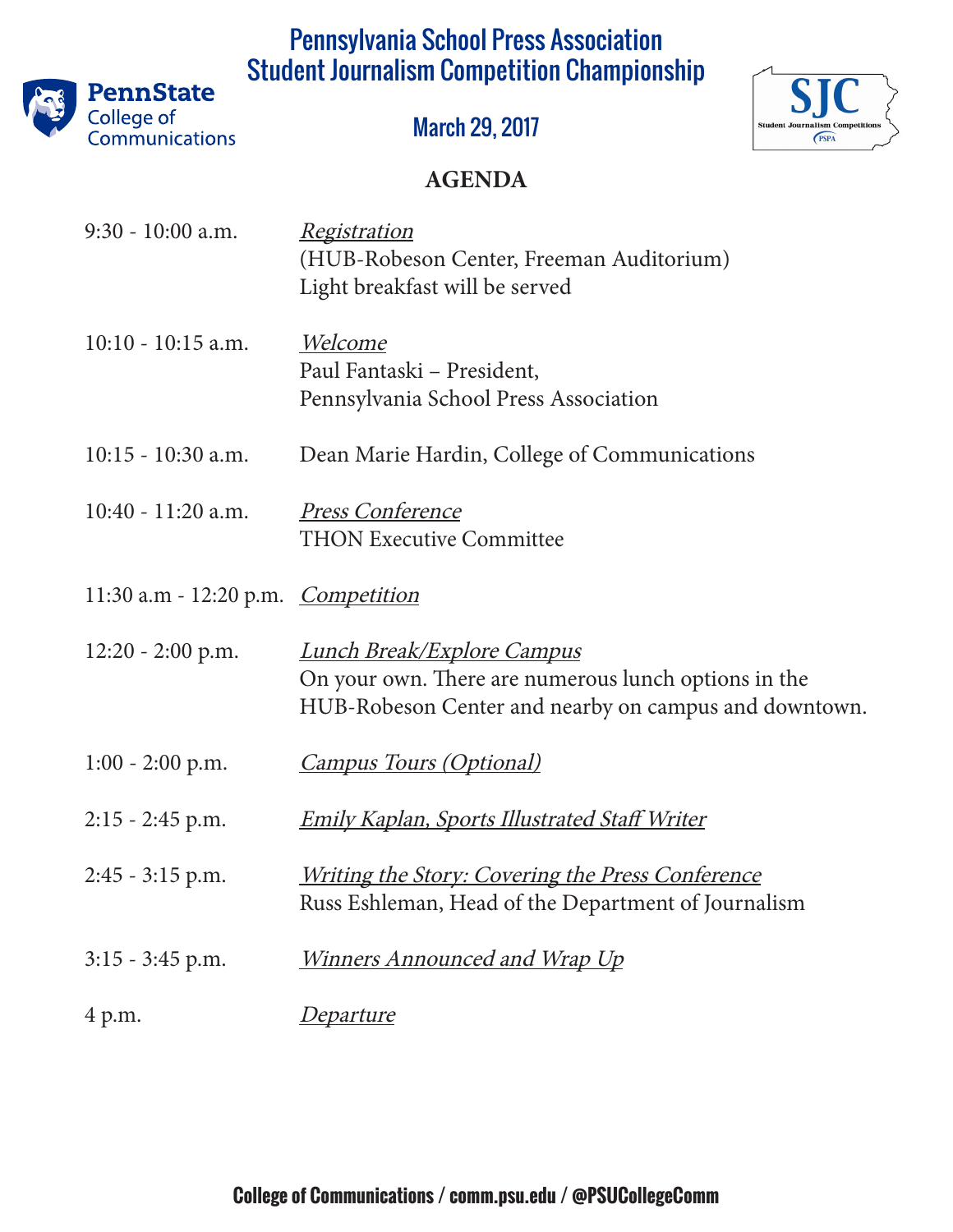# Pennsylvania School Press Association
# Student Journalism Competition Championship

PennState College of Communications

## March 29, 2017

SJC Student Journalism Competitions PSPA

## AGENDA

| | |
|---|---|
| 9:30 - 10:00 a.m. | *Registration*<br>(HUB-Robeson Center, Freeman Auditorium)<br>Light breakfast will be served |
| 10:10 - 10:15 a.m. | *Welcome*<br>Paul Fantaski – President,<br>Pennsylvania School Press Association |
| 10:15 - 10:30 a.m. | Dean Marie Hardin, College of Communications |
| 10:40 - 11:20 a.m. | *Press Conference*<br>THON Executive Committee |
| 11:30 a.m - 12:20 p.m. | *Competition* |
| 12:20 - 2:00 p.m. | *Lunch Break/Explore Campus*<br>On your own. There are numerous lunch options in the HUB-Robeson Center and nearby on campus and downtown. |
| 1:00 - 2:00 p.m. | *Campus Tours (Optional)* |
| 2:15 - 2:45 p.m. | *Emily Kaplan, Sports Illustrated Staff Writer* |
| 2:45 - 3:15 p.m. | *Writing the Story: Covering the Press Conference*<br>Russ Eshleman, Head of the Department of Journalism |
| 3:15 - 3:45 p.m. | *Winners Announced and Wrap Up* |
| 4 p.m. | *Departure* |

**College of Communications / comm.psu.edu / @PSUCollegeComm**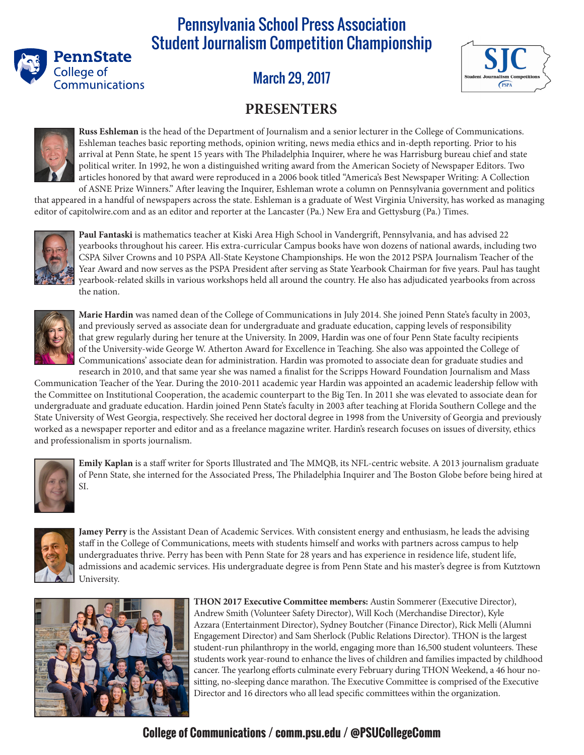# Pennsylvania School Press Association Student Journalism Competition Championship

PennState College of Communications

## March 29, 2017

SJC Student Journalism Competitions PSPA

## PRESENTERS

**Russ Eshleman** is the head of the Department of Journalism and a senior lecturer in the College of Communications. Eshleman teaches basic reporting methods, opinion writing, news media ethics and in-depth reporting. Prior to his arrival at Penn State, he spent 15 years with The Philadelphia Inquirer, where he was Harrisburg bureau chief and state political writer. In 1992, he won a distinguished writing award from the American Society of Newspaper Editors. Two articles honored by that award were reproduced in a 2006 book titled "America's Best Newspaper Writing: A Collection of ASNE Prize Winners." After leaving the Inquirer, Eshleman wrote a column on Pennsylvania government and politics that appeared in a handful of newspapers across the state. Eshleman is a graduate of West Virginia University, has worked as managing editor of capitolwire.com and as an editor and reporter at the Lancaster (Pa.) New Era and Gettysburg (Pa.) Times.

**Paul Fantaski** is mathematics teacher at Kiski Area High School in Vandergrift, Pennsylvania, and has advised 22 yearbooks throughout his career. His extra-curricular Campus books have won dozens of national awards, including two CSPA Silver Crowns and 10 PSPA All-State Keystone Championships. He won the 2012 PSPA Journalism Teacher of the Year Award and now serves as the PSPA President after serving as State Yearbook Chairman for five years. Paul has taught yearbook-related skills in various workshops held all around the country. He also has adjudicated yearbooks from across the nation.

**Marie Hardin** was named dean of the College of Communications in July 2014. She joined Penn State's faculty in 2003, and previously served as associate dean for undergraduate and graduate education, capping levels of responsibility that grew regularly during her tenure at the University. In 2009, Hardin was one of four Penn State faculty recipients of the University-wide George W. Atherton Award for Excellence in Teaching. She also was appointed the College of Communications' associate dean for administration. Hardin was promoted to associate dean for graduate studies and research in 2010, and that same year she was named a finalist for the Scripps Howard Foundation Journalism and Mass Communication Teacher of the Year. During the 2010-2011 academic year Hardin was appointed an academic leadership fellow with the Committee on Institutional Cooperation, the academic counterpart to the Big Ten. In 2011 she was elevated to associate dean for undergraduate and graduate education. Hardin joined Penn State's faculty in 2003 after teaching at Florida Southern College and the State University of West Georgia, respectively. She received her doctoral degree in 1998 from the University of Georgia and previously worked as a newspaper reporter and editor and as a freelance magazine writer. Hardin's research focuses on issues of diversity, ethics and professionalism in sports journalism.

**Emily Kaplan** is a staff writer for Sports Illustrated and The MMQB, its NFL-centric website. A 2013 journalism graduate of Penn State, she interned for the Associated Press, The Philadelphia Inquirer and The Boston Globe before being hired at SI.

**Jamey Perry** is the Assistant Dean of Academic Services. With consistent energy and enthusiasm, he leads the advising staff in the College of Communications, meets with students himself and works with partners across campus to help undergraduates thrive. Perry has been with Penn State for 28 years and has experience in residence life, student life, admissions and academic services. His undergraduate degree is from Penn State and his master's degree is from Kutztown University.

**THON 2017 Executive Committee members:** Austin Sommerer (Executive Director), Andrew Smith (Volunteer Safety Director), Will Koch (Merchandise Director), Kyle Azzara (Entertainment Director), Sydney Boutcher (Finance Director), Rick Melli (Alumni Engagement Director) and Sam Sherlock (Public Relations Director). THON is the largest student-run philanthropy in the world, engaging more than 16,500 student volunteers. These students work year-round to enhance the lives of children and families impacted by childhood cancer. The yearlong efforts culminate every February during THON Weekend, a 46 hour no-sitting, no-sleeping dance marathon. The Executive Committee is comprised of the Executive Director and 16 directors who all lead specific committees within the organization.

**College of Communications / comm.psu.edu / @PSUCollegeComm**